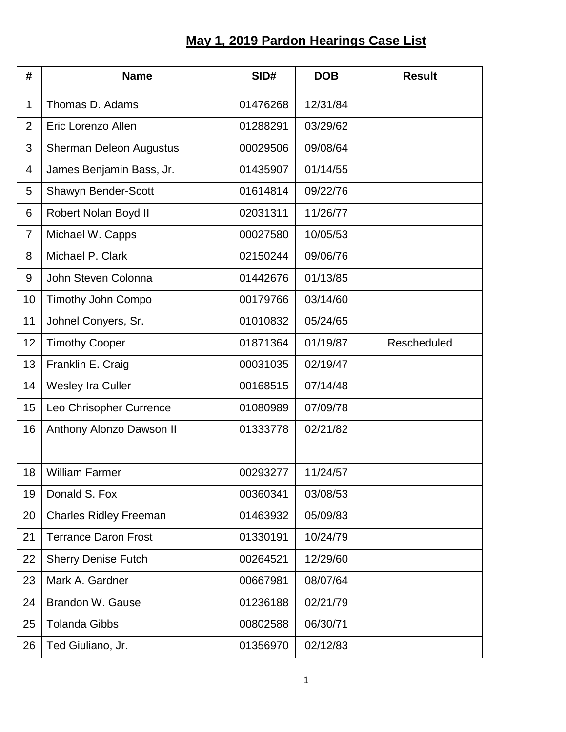# May 1, 2019 Pardon Hearings Case List

| # | Name | SID# | DOB | Result |
|---|---|---|---|---|
| 1 | Thomas D. Adams | 01476268 | 12/31/84 | |
| 2 | Eric Lorenzo Allen | 01288291 | 03/29/62 | |
| 3 | Sherman Deleon Augustus | 00029506 | 09/08/64 | |
| 4 | James Benjamin Bass, Jr. | 01435907 | 01/14/55 | |
| 5 | Shawyn Bender-Scott | 01614814 | 09/22/76 | |
| 6 | Robert Nolan Boyd II | 02031311 | 11/26/77 | |
| 7 | Michael W. Capps | 00027580 | 10/05/53 | |
| 8 | Michael P. Clark | 02150244 | 09/06/76 | |
| 9 | John Steven Colonna | 01442676 | 01/13/85 | |
| 10 | Timothy John Compo | 00179766 | 03/14/60 | |
| 11 | Johnel Conyers, Sr. | 01010832 | 05/24/65 | |
| 12 | Timothy Cooper | 01871364 | 01/19/87 | Rescheduled |
| 13 | Franklin E. Craig | 00031035 | 02/19/47 | |
| 14 | Wesley Ira Culler | 00168515 | 07/14/48 | |
| 15 | Leo Chrisopher Currence | 01080989 | 07/09/78 | |
| 16 | Anthony Alonzo Dawson II | 01333778 | 02/21/82 | |
| | | | | |
| 18 | William Farmer | 00293277 | 11/24/57 | |
| 19 | Donald S. Fox | 00360341 | 03/08/53 | |
| 20 | Charles Ridley Freeman | 01463932 | 05/09/83 | |
| 21 | Terrance Daron Frost | 01330191 | 10/24/79 | |
| 22 | Sherry Denise Futch | 00264521 | 12/29/60 | |
| 23 | Mark A. Gardner | 00667981 | 08/07/64 | |
| 24 | Brandon W. Gause | 01236188 | 02/21/79 | |
| 25 | Tolanda Gibbs | 00802588 | 06/30/71 | |
| 26 | Ted Giuliano, Jr. | 01356970 | 02/12/83 | |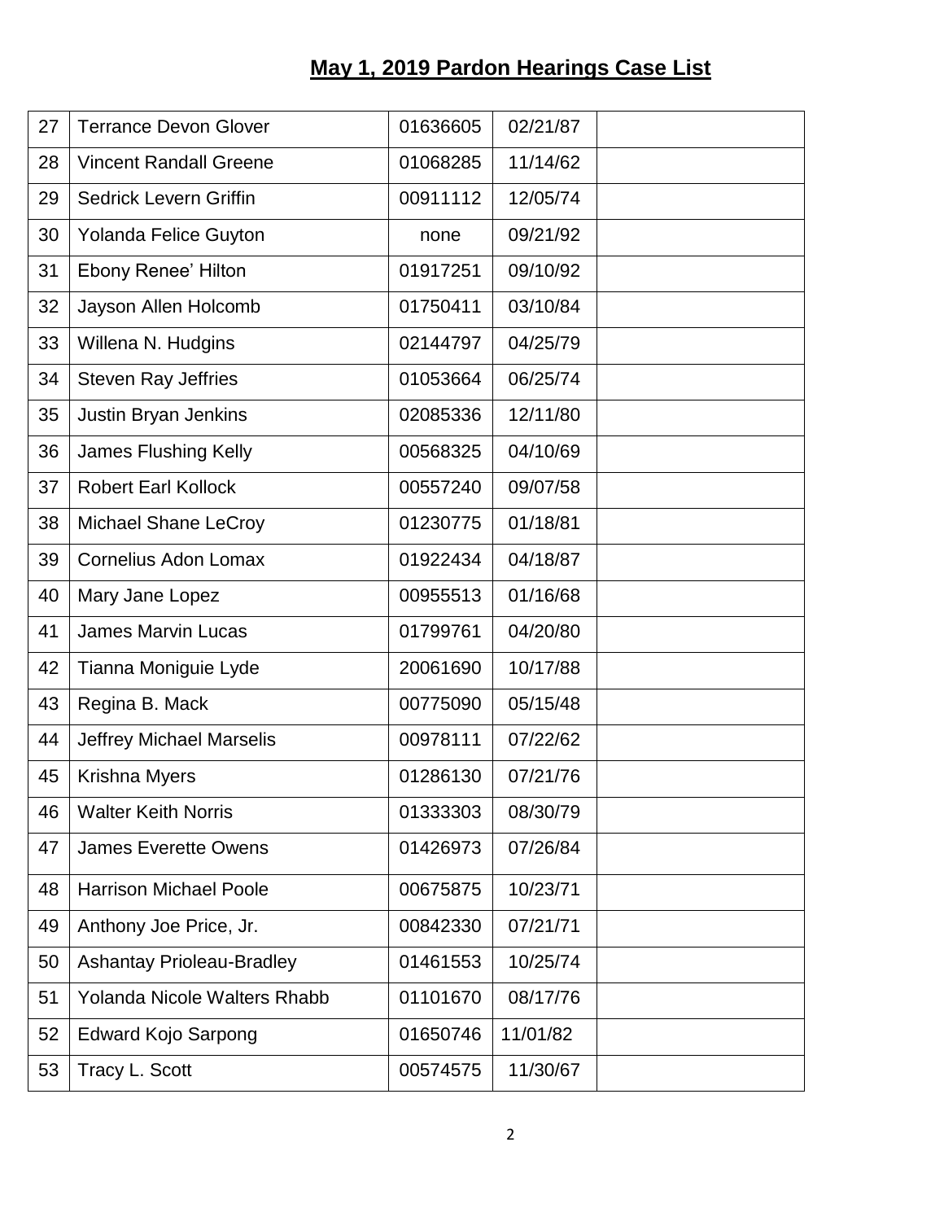## May 1, 2019 Pardon Hearings Case List

| | | | | |
|---|---|---|---|---|
| 27 | Terrance Devon Glover | 01636605 | 02/21/87 | |
| 28 | Vincent Randall Greene | 01068285 | 11/14/62 | |
| 29 | Sedrick Levern Griffin | 00911112 | 12/05/74 | |
| 30 | Yolanda Felice Guyton | none | 09/21/92 | |
| 31 | Ebony Renee' Hilton | 01917251 | 09/10/92 | |
| 32 | Jayson Allen Holcomb | 01750411 | 03/10/84 | |
| 33 | Willena N. Hudgins | 02144797 | 04/25/79 | |
| 34 | Steven Ray Jeffries | 01053664 | 06/25/74 | |
| 35 | Justin Bryan Jenkins | 02085336 | 12/11/80 | |
| 36 | James Flushing Kelly | 00568325 | 04/10/69 | |
| 37 | Robert Earl Kollock | 00557240 | 09/07/58 | |
| 38 | Michael Shane LeCroy | 01230775 | 01/18/81 | |
| 39 | Cornelius Adon Lomax | 01922434 | 04/18/87 | |
| 40 | Mary Jane Lopez | 00955513 | 01/16/68 | |
| 41 | James Marvin Lucas | 01799761 | 04/20/80 | |
| 42 | Tianna Moniguie Lyde | 20061690 | 10/17/88 | |
| 43 | Regina B. Mack | 00775090 | 05/15/48 | |
| 44 | Jeffrey Michael Marselis | 00978111 | 07/22/62 | |
| 45 | Krishna Myers | 01286130 | 07/21/76 | |
| 46 | Walter Keith Norris | 01333303 | 08/30/79 | |
| 47 | James Everette Owens | 01426973 | 07/26/84 | |
| 48 | Harrison Michael Poole | 00675875 | 10/23/71 | |
| 49 | Anthony Joe Price, Jr. | 00842330 | 07/21/71 | |
| 50 | Ashantay Prioleau-Bradley | 01461553 | 10/25/74 | |
| 51 | Yolanda Nicole Walters Rhabb | 01101670 | 08/17/76 | |
| 52 | Edward Kojo Sarpong | 01650746 | 11/01/82 | |
| 53 | Tracy L. Scott | 00574575 | 11/30/67 | |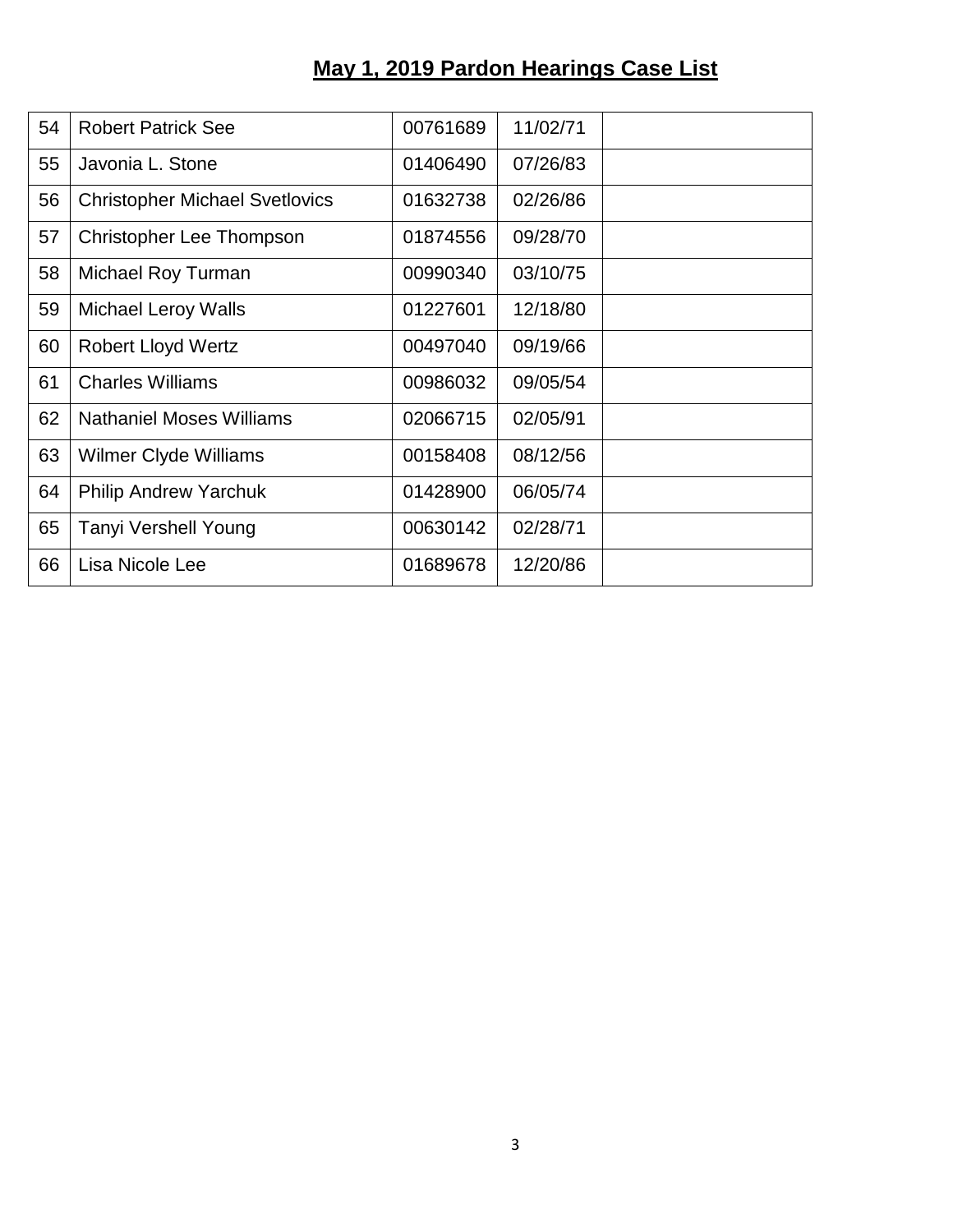## May 1, 2019 Pardon Hearings Case List

| | | | | |
|---|---|---|---|---|
| 54 | Robert Patrick See | 00761689 | 11/02/71 | |
| 55 | Javonia L. Stone | 01406490 | 07/26/83 | |
| 56 | Christopher Michael Svetlovics | 01632738 | 02/26/86 | |
| 57 | Christopher Lee Thompson | 01874556 | 09/28/70 | |
| 58 | Michael Roy Turman | 00990340 | 03/10/75 | |
| 59 | Michael Leroy Walls | 01227601 | 12/18/80 | |
| 60 | Robert Lloyd Wertz | 00497040 | 09/19/66 | |
| 61 | Charles Williams | 00986032 | 09/05/54 | |
| 62 | Nathaniel Moses Williams | 02066715 | 02/05/91 | |
| 63 | Wilmer Clyde Williams | 00158408 | 08/12/56 | |
| 64 | Philip Andrew Yarchuk | 01428900 | 06/05/74 | |
| 65 | Tanyi Vershell Young | 00630142 | 02/28/71 | |
| 66 | Lisa Nicole Lee | 01689678 | 12/20/86 | |